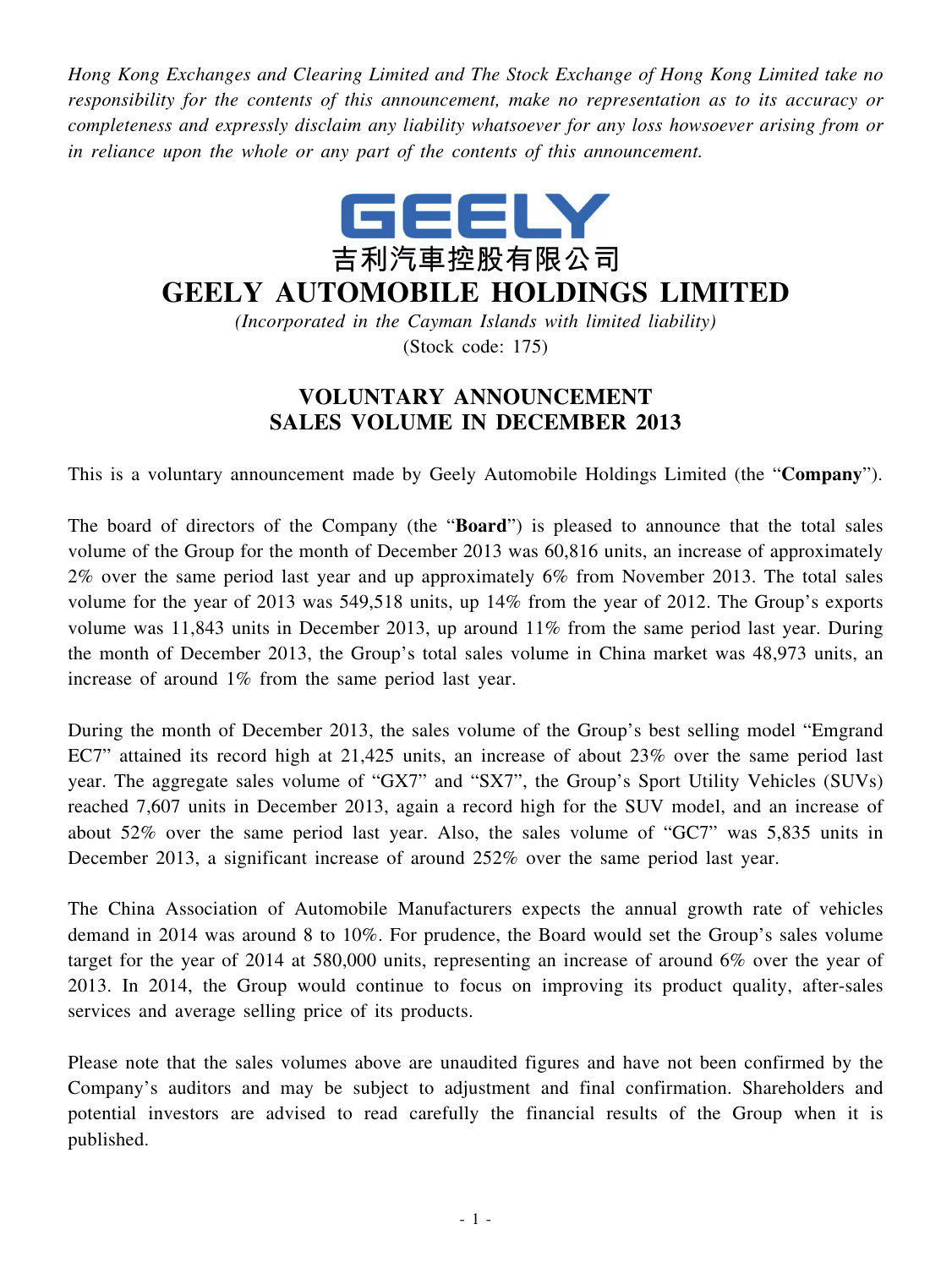*Hong Kong Exchanges and Clearing Limited and The Stock Exchange of Hong Kong Limited take no responsibility for the contents of this announcement, make no representation as to its accuracy or completeness and expressly disclaim any liability whatsoever for any loss howsoever arising from or in reliance upon the whole or any part of the contents of this announcement.*

GEELY

吉利汽車控股有限公司

# GEELY AUTOMOBILE HOLDINGS LIMITED

*(Incorporated in the Cayman Islands with limited liability)*

(Stock code: 175)

## VOLUNTARY ANNOUNCEMENT
## SALES VOLUME IN DECEMBER 2013

This is a voluntary announcement made by Geely Automobile Holdings Limited (the "**Company**").

The board of directors of the Company (the "**Board**") is pleased to announce that the total sales volume of the Group for the month of December 2013 was 60,816 units, an increase of approximately 2% over the same period last year and up approximately 6% from November 2013. The total sales volume for the year of 2013 was 549,518 units, up 14% from the year of 2012. The Group's exports volume was 11,843 units in December 2013, up around 11% from the same period last year. During the month of December 2013, the Group's total sales volume in China market was 48,973 units, an increase of around 1% from the same period last year.

During the month of December 2013, the sales volume of the Group's best selling model "Emgrand EC7" attained its record high at 21,425 units, an increase of about 23% over the same period last year. The aggregate sales volume of "GX7" and "SX7", the Group's Sport Utility Vehicles (SUVs) reached 7,607 units in December 2013, again a record high for the SUV model, and an increase of about 52% over the same period last year. Also, the sales volume of "GC7" was 5,835 units in December 2013, a significant increase of around 252% over the same period last year.

The China Association of Automobile Manufacturers expects the annual growth rate of vehicles demand in 2014 was around 8 to 10%. For prudence, the Board would set the Group's sales volume target for the year of 2014 at 580,000 units, representing an increase of around 6% over the year of 2013. In 2014, the Group would continue to focus on improving its product quality, after-sales services and average selling price of its products.

Please note that the sales volumes above are unaudited figures and have not been confirmed by the Company's auditors and may be subject to adjustment and final confirmation. Shareholders and potential investors are advised to read carefully the financial results of the Group when it is published.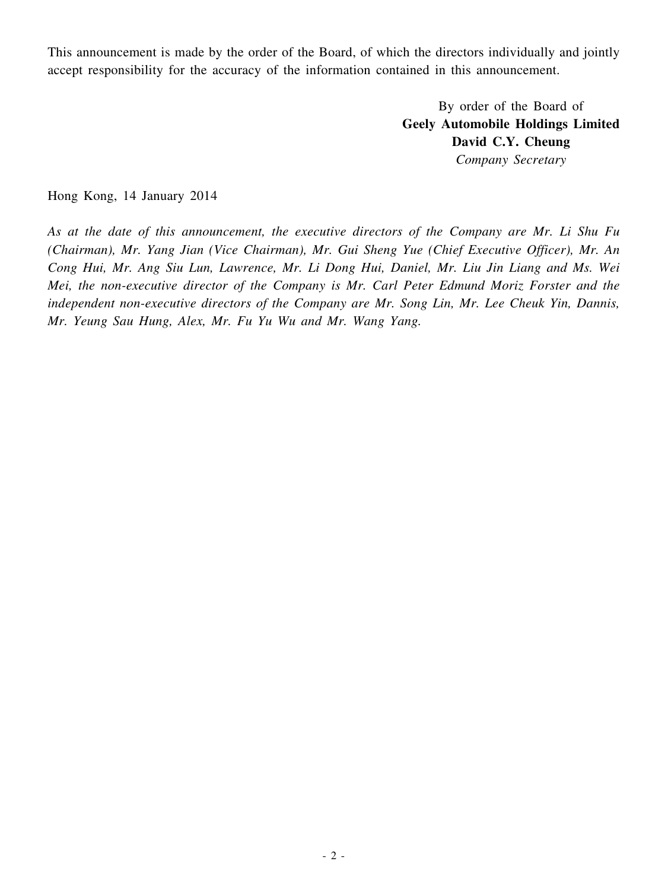This announcement is made by the order of the Board, of which the directors individually and jointly accept responsibility for the accuracy of the information contained in this announcement.

By order of the Board of
**Geely Automobile Holdings Limited**
**David C.Y. Cheung**
*Company Secretary*

Hong Kong, 14 January 2014

*As at the date of this announcement, the executive directors of the Company are Mr. Li Shu Fu (Chairman), Mr. Yang Jian (Vice Chairman), Mr. Gui Sheng Yue (Chief Executive Officer), Mr. An Cong Hui, Mr. Ang Siu Lun, Lawrence, Mr. Li Dong Hui, Daniel, Mr. Liu Jin Liang and Ms. Wei Mei, the non-executive director of the Company is Mr. Carl Peter Edmund Moriz Forster and the independent non-executive directors of the Company are Mr. Song Lin, Mr. Lee Cheuk Yin, Dannis, Mr. Yeung Sau Hung, Alex, Mr. Fu Yu Wu and Mr. Wang Yang.*